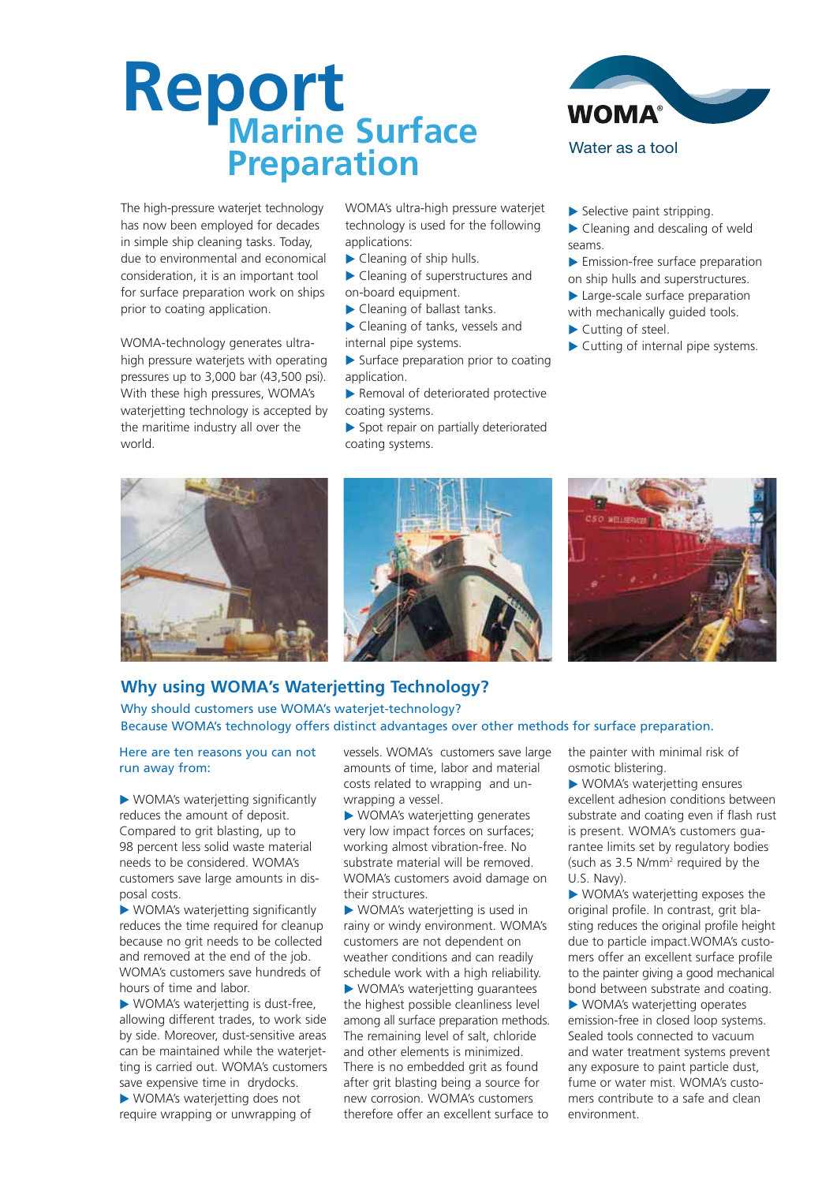# Report

## Marine Surface Preparation

WOMA®

Water as a tool

The high-pressure waterjet technology has now been employed for decades in simple ship cleaning tasks. Today, due to environmental and economical consideration, it is an important tool for surface preparation work on ships prior to coating application.

WOMA-technology generates ultra-high pressure waterjets with operating pressures up to 3,000 bar (43,500 psi). With these high pressures, WOMA's waterjetting technology is accepted by the maritime industry all over the world.

WOMA's ultra-high pressure waterjet technology is used for the following applications:

- Cleaning of ship hulls.
- Cleaning of superstructures and on-board equipment.
- Cleaning of ballast tanks.
- Cleaning of tanks, vessels and internal pipe systems.
- Surface preparation prior to coating application.
- Removal of deteriorated protective coating systems.
- Spot repair on partially deteriorated coating systems.
- Selective paint stripping.
- Cleaning and descaling of weld seams.
- Emission-free surface preparation on ship hulls and superstructures.
- Large-scale surface preparation with mechanically guided tools.
- Cutting of steel.
- Cutting of internal pipe systems.

## Why using WOMA's Waterjetting Technology?

Why should customers use WOMA's waterjet-technology?
Because WOMA's technology offers distinct advantages over other methods for surface preparation.

Here are ten reasons you can not run away from:

- WOMA's waterjetting significantly reduces the amount of deposit. Compared to grit blasting, up to 98 percent less solid waste material needs to be considered. WOMA's customers save large amounts in disposal costs.
- WOMA's waterjetting significantly reduces the time required for cleanup because no grit needs to be collected and removed at the end of the job. WOMA's customers save hundreds of hours of time and labor.
- WOMA's waterjetting is dust-free, allowing different trades, to work side by side. Moreover, dust-sensitive areas can be maintained while the waterjetting is carried out. WOMA's customers save expensive time in drydocks.
- WOMA's waterjetting does not require wrapping or unwrapping of vessels. WOMA's customers save large amounts of time, labor and material costs related to wrapping and unwrapping a vessel.
- WOMA's waterjetting generates very low impact forces on surfaces; working almost vibration-free. No substrate material will be removed. WOMA's customers avoid damage on their structures.
- WOMA's waterjetting is used in rainy or windy environment. WOMA's customers are not dependent on weather conditions and can readily schedule work with a high reliability.
- WOMA's waterjetting guarantees the highest possible cleanliness level among all surface preparation methods. The remaining level of salt, chloride and other elements is minimized. There is no embedded grit as found after grit blasting being a source for new corrosion. WOMA's customers therefore offer an excellent surface to the painter with minimal risk of osmotic blistering.
- WOMA's waterjetting ensures excellent adhesion conditions between substrate and coating even if flash rust is present. WOMA's customers guarantee limits set by regulatory bodies (such as 3.5 N/mm² required by the U.S. Navy).
- WOMA's waterjetting exposes the original profile. In contrast, grit blasting reduces the original profile height due to particle impact. WOMA's customers offer an excellent surface profile to the painter giving a good mechanical bond between substrate and coating.
- WOMA's waterjetting operates emission-free in closed loop systems. Sealed tools connected to vacuum and water treatment systems prevent any exposure to paint particle dust, fume or water mist. WOMA's customers contribute to a safe and clean environment.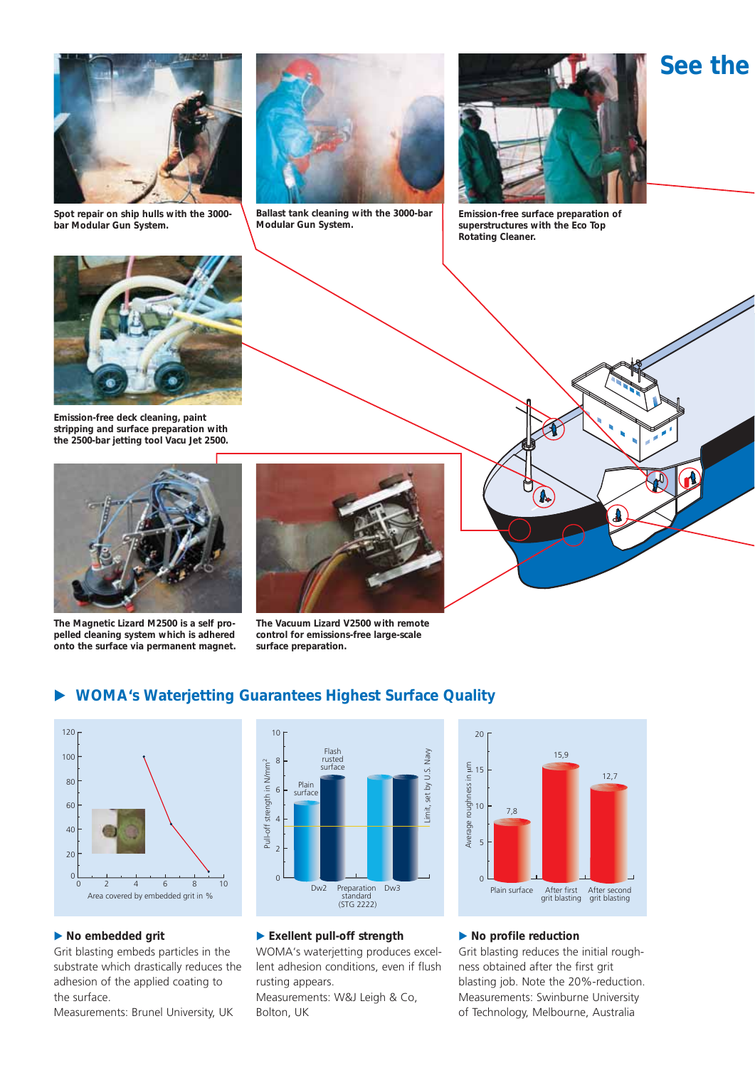## See the

Spot repair on ship hulls with the 3000-bar Modular Gun System.

Ballast tank cleaning with the 3000-bar Modular Gun System.

Emission-free surface preparation of superstructures with the Eco Top Rotating Cleaner.

Emission-free deck cleaning, paint stripping and surface preparation with the 2500-bar jetting tool Vacu Jet 2500.

The Magnetic Lizard M2500 is a self propelled cleaning system which is adhered onto the surface via permanent magnet.

The Vacuum Lizard V2500 with remote control for emissions-free large-scale surface preparation.

## ▶ WOMA's Waterjetting Guarantees Highest Surface Quality

### ▶ No embedded grit

Grit blasting embeds particles in the substrate which drastically reduces the adhesion of the applied coating to the surface.

Measurements: Brunel University, UK

### ▶ Exellent pull-off strength

WOMA's waterjetting produces excellent adhesion conditions, even if flush rusting appears.

Measurements: W&J Leigh & Co, Bolton, UK

### ▶ No profile reduction

Grit blasting reduces the initial roughness obtained after the first grit blasting job. Note the 20%-reduction.

Measurements: Swinburne University of Technology, Melbourne, Australia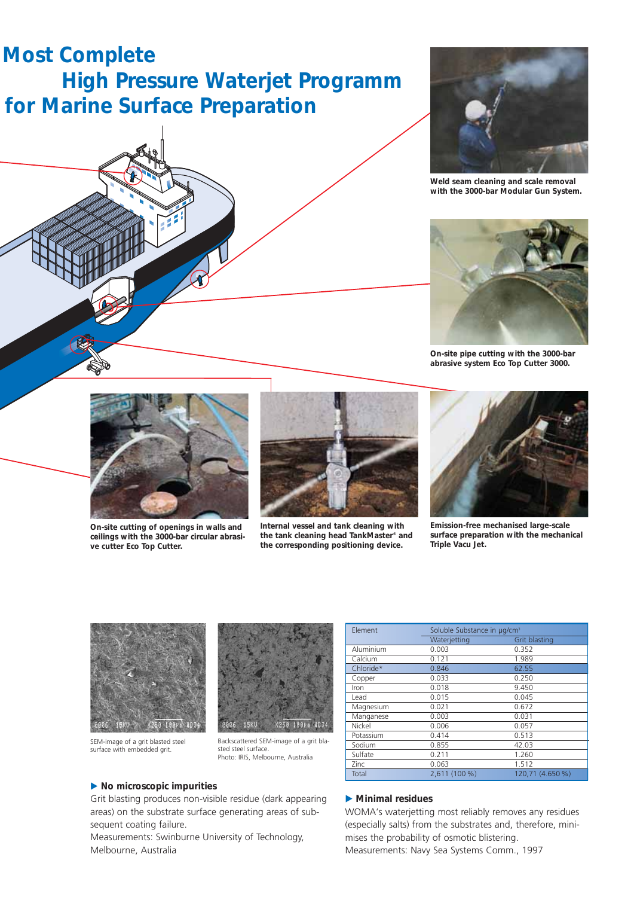# Most Complete High Pressure Waterjet Programm for Marine Surface Preparation

Weld seam cleaning and scale removal with the 3000-bar Modular Gun System.

On-site pipe cutting with the 3000-bar abrasive system Eco Top Cutter 3000.

On-site cutting of openings in walls and ceilings with the 3000-bar circular abrasive cutter Eco Top Cutter.

Internal vessel and tank cleaning with the tank cleaning head TankMaster® and the corresponding positioning device.

Emission-free mechanised large-scale surface preparation with the mechanical Triple Vacu Jet.

SEM-image of a grit blasted steel surface with embedded grit.

Backscattered SEM-image of a grit blasted steel surface.
Photo: IRIS, Melbourne, Australia

### ▶ No microscopic impurities

Grit blasting produces non-visible residue (dark appearing areas) on the substrate surface generating areas of subsequent coating failure.
Measurements: Swinburne University of Technology, Melbourne, Australia

| Element | Soluble Substance in µg/cm³ | |
|---|---|---|
| | Waterjetting | Grit blasting |
| Aluminium | 0.003 | 0.352 |
| Calcium | 0.121 | 1.989 |
| Chloride* | 0.846 | 62.55 |
| Copper | 0.033 | 0.250 |
| Iron | 0.018 | 9.450 |
| Lead | 0.015 | 0.045 |
| Magnesium | 0.021 | 0.672 |
| Manganese | 0.003 | 0.031 |
| Nickel | 0.006 | 0.057 |
| Potassium | 0.414 | 0.513 |
| Sodium | 0.855 | 42.03 |
| Sulfate | 0.211 | 1.260 |
| Zinc | 0.063 | 1.512 |
| Total | 2,611 (100 %) | 120,71 (4.650 %) |

### ▶ Minimal residues

WOMA's waterjetting most reliably removes any residues (especially salts) from the substrates and, therefore, minimises the probability of osmotic blistering.
Measurements: Navy Sea Systems Comm., 1997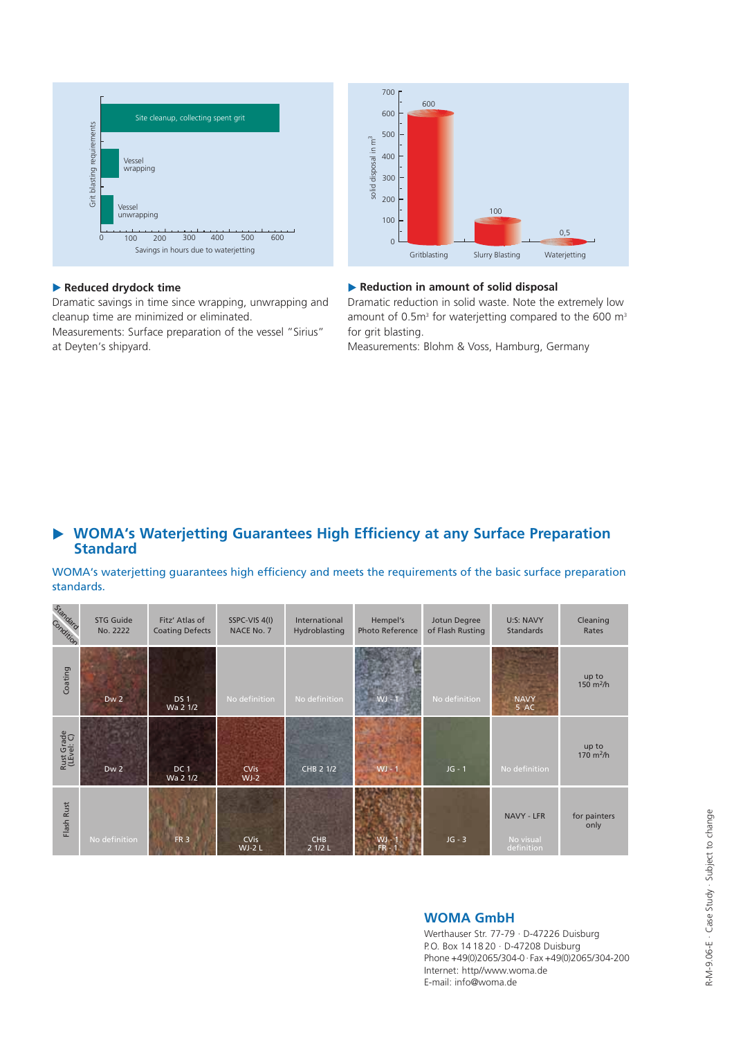Site cleanup, collecting spent grit

Vessel wrapping

Vessel unwrapping

Grit blasting requirements

0 100 200 300 400 500 600

Savings in hours due to waterjetting

700 600 500 400 300 200 100 0

solid disposal in m³

600

100

0,5

Gritblasting Slurry Blasting Waterjetting

**▶ Reduced drydock time**

Dramatic savings in time since wrapping, unwrapping and cleanup time are minimized or eliminated.
Measurements: Surface preparation of the vessel "Sirius" at Deyten's shipyard.

**▶ Reduction in amount of solid disposal**

Dramatic reduction in solid waste. Note the extremely low amount of 0.5m³ for waterjetting compared to the 600 m³ for grit blasting.
Measurements: Blohm & Voss, Hamburg, Germany

## ▶ WOMA's Waterjetting Guarantees High Efficiency at any Surface Preparation Standard

WOMA's waterjetting guarantees high efficiency and meets the requirements of the basic surface preparation standards.

| Standard / Condition | STG Guide No. 2222 | Fitz' Atlas of Coating Defects | SSPC-VIS 4(I) NACE No. 7 | International Hydroblasting | Hempel's Photo Reference | Jotun Degree of Flash Rusting | U:S: NAVY Standards | Cleaning Rates |
|---|---|---|---|---|---|---|---|---|
| Coating | Dw 2 | DS 1 Wa 2 1/2 | No definition | No definition | WJ - 1 | No definition | NAVY 5 AC | up to 150 m²/h |
| Rust Grade (LEvel: C) | Dw 2 | DC 1 Wa 2 1/2 | CVis WJ-2 | CHB 2 1/2 | WJ - 1 | JG - 1 | No definition | up to 170 m²/h |
| Flash Rust | No definition | FR 3 | CVis WJ-2 L | CHB 2 1/2 L | WJ - 1 FR - 1 | JG - 3 | NAVY - LFR No visual definition | for painters only |

**WOMA GmbH**
Werthauser Str. 77-79 · D-47226 Duisburg
P.O. Box 14 18 20 · D-47208 Duisburg
Phone +49(0)2065/304-0 · Fax +49(0)2065/304-200
Internet: http//www.woma.de
E-mail: info@woma.de

R-M-9.06-E · Case Study · Subject to change